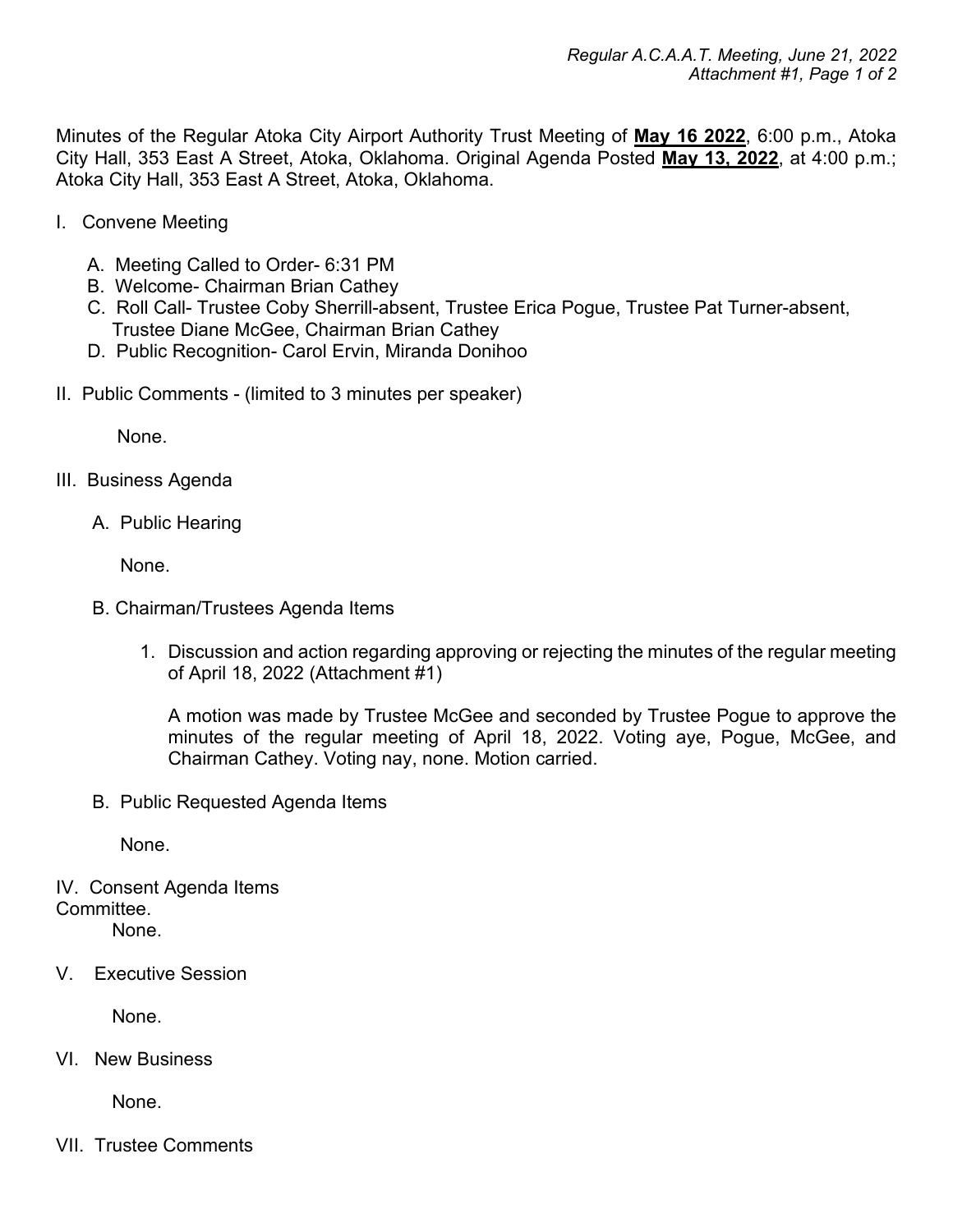Minutes of the Regular Atoka City Airport Authority Trust Meeting of **May 16 2022**, 6:00 p.m., Atoka City Hall, 353 East A Street, Atoka, Oklahoma. Original Agenda Posted **May 13, 2022**, at 4:00 p.m.; Atoka City Hall, 353 East A Street, Atoka, Oklahoma.

I. Convene Meeting

   A. Meeting Called to Order- 6:31 PM
   B. Welcome- Chairman Brian Cathey
   C. Roll Call- Trustee Coby Sherrill-absent, Trustee Erica Pogue, Trustee Pat Turner-absent, Trustee Diane McGee, Chairman Brian Cathey
   D. Public Recognition- Carol Ervin, Miranda Donihoo

II. Public Comments - (limited to 3 minutes per speaker)

   None.

III. Business Agenda

   A. Public Hearing

   None.

   B. Chairman/Trustees Agenda Items

      1. Discussion and action regarding approving or rejecting the minutes of the regular meeting of April 18, 2022 (Attachment #1)

         A motion was made by Trustee McGee and seconded by Trustee Pogue to approve the minutes of the regular meeting of April 18, 2022. Voting aye, Pogue, McGee, and Chairman Cathey. Voting nay, none. Motion carried.

   B. Public Requested Agenda Items

   None.

IV. Consent Agenda Items
Committee.
   None.

V. Executive Session

   None.

VI. New Business

   None.

VII. Trustee Comments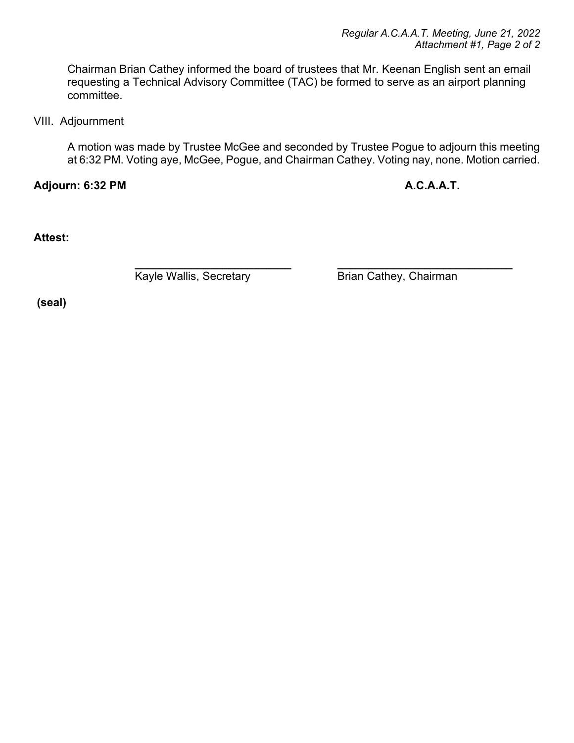Chairman Brian Cathey informed the board of trustees that Mr. Keenan English sent an email requesting a Technical Advisory Committee (TAC) be formed to serve as an airport planning committee.

VIII. Adjournment

A motion was made by Trustee McGee and seconded by Trustee Pogue to adjourn this meeting at 6:32 PM. Voting aye, McGee, Pogue, and Chairman Cathey. Voting nay, none. Motion carried.

**Adjourn: 6:32 PM** **A.C.A.A.T.**

**Attest:**

\_\_\_\_\_\_\_\_\_\_\_\_\_\_\_\_\_\_\_\_\_\_\_\_\_\_ \_\_\_\_\_\_\_\_\_\_\_\_\_\_\_\_\_\_\_\_\_\_\_\_\_\_\_\_\_

Kayle Wallis, Secretary Brian Cathey, Chairman

**(seal)**